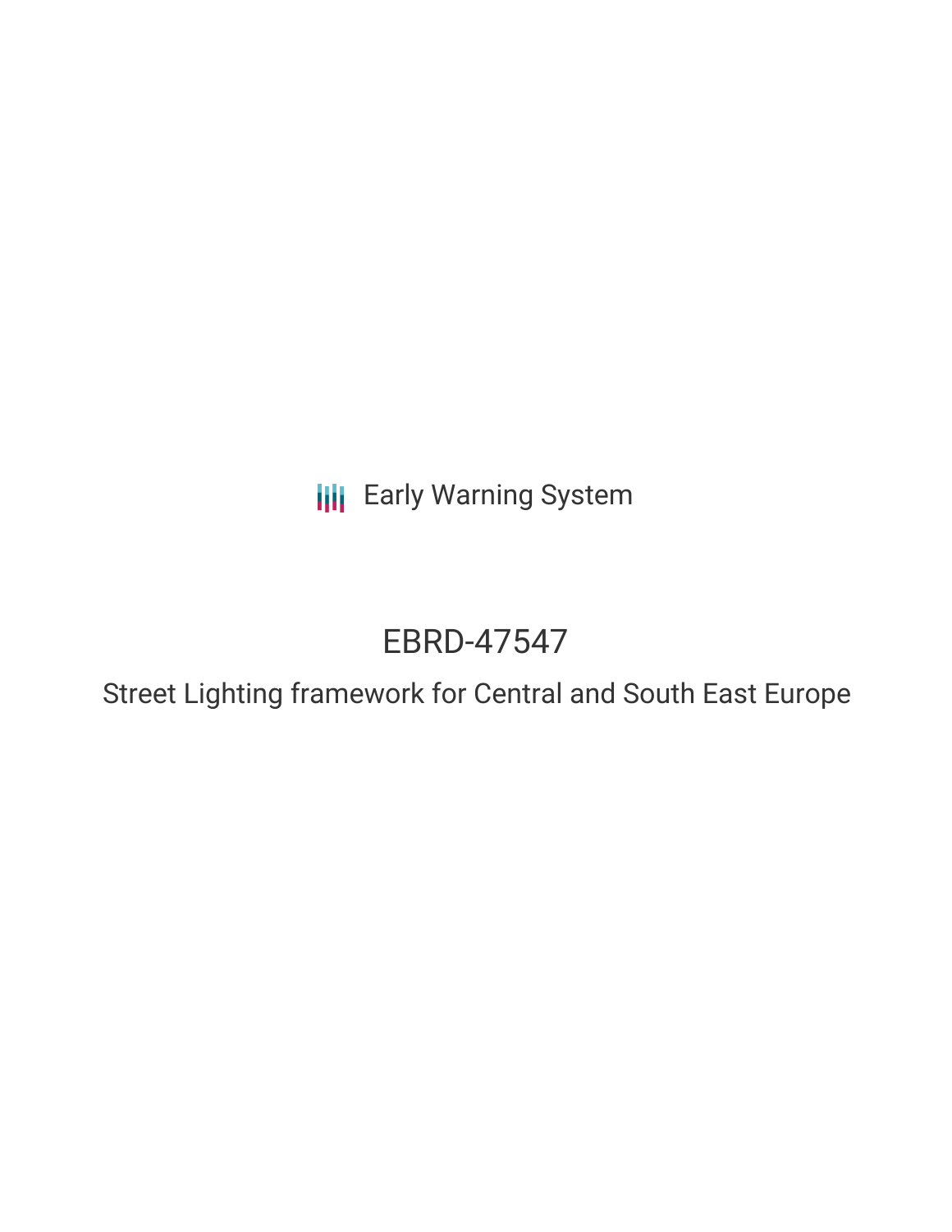Early Warning System

# EBRD-47547

## Street Lighting framework for Central and South East Europe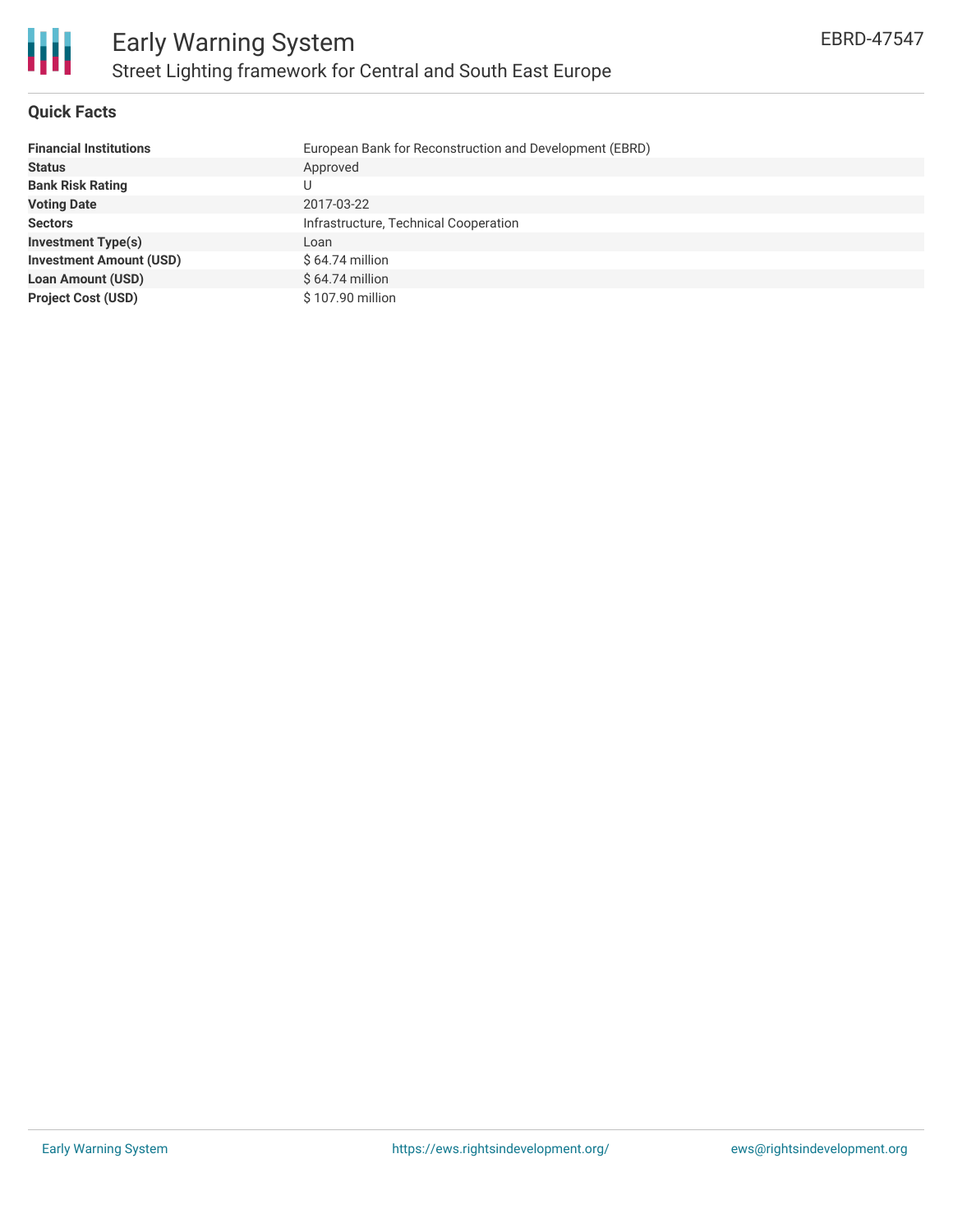## Quick Facts

| | |
|---|---|
| **Financial Institutions** | European Bank for Reconstruction and Development (EBRD) |
| **Status** | Approved |
| **Bank Risk Rating** | U |
| **Voting Date** | 2017-03-22 |
| **Sectors** | Infrastructure, Technical Cooperation |
| **Investment Type(s)** | Loan |
| **Investment Amount (USD)** | $ 64.74 million |
| **Loan Amount (USD)** | $ 64.74 million |
| **Project Cost (USD)** | $ 107.90 million |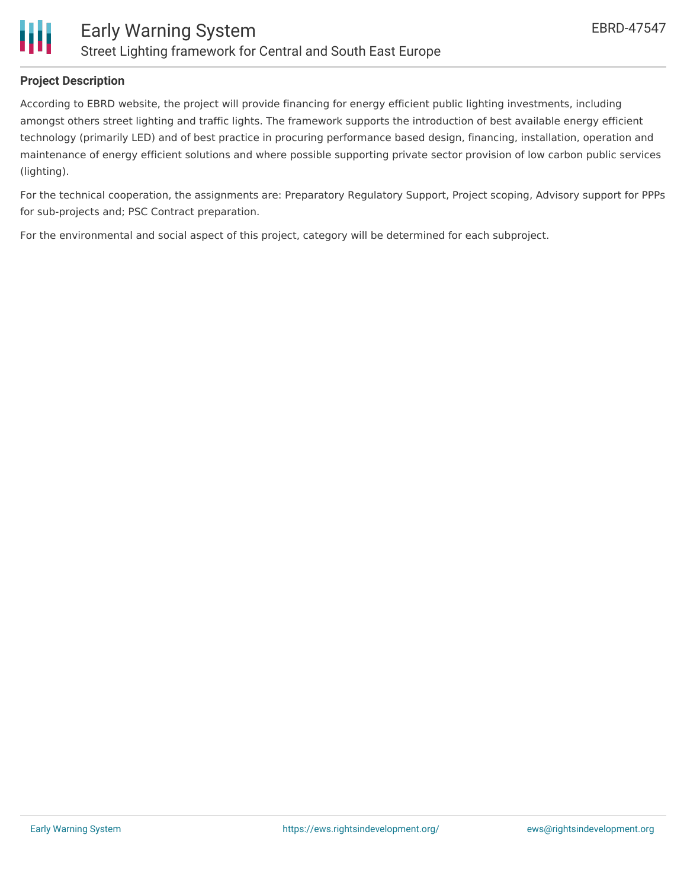## Project Description

According to EBRD website, the project will provide financing for energy efficient public lighting investments, including amongst others street lighting and traffic lights. The framework supports the introduction of best available energy efficient technology (primarily LED) and of best practice in procuring performance based design, financing, installation, operation and maintenance of energy efficient solutions and where possible supporting private sector provision of low carbon public services (lighting).

For the technical cooperation, the assignments are: Preparatory Regulatory Support, Project scoping, Advisory support for PPPs for sub-projects and; PSC Contract preparation.

For the environmental and social aspect of this project, category will be determined for each subproject.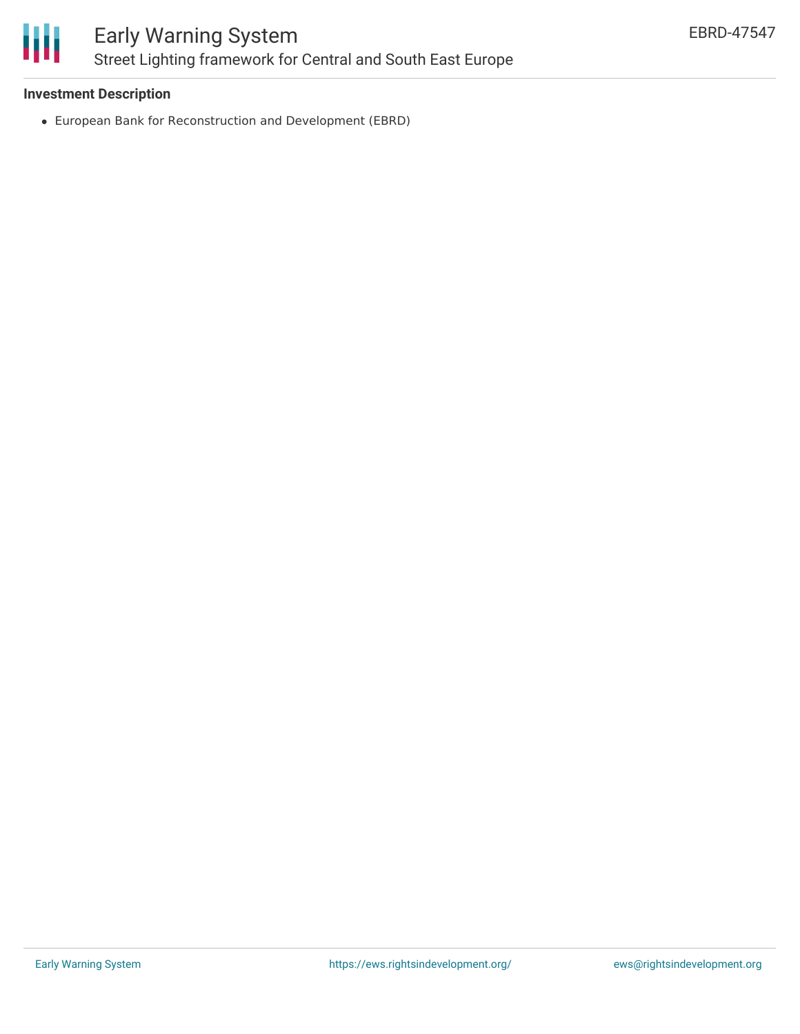**Investment Description**

- European Bank for Reconstruction and Development (EBRD)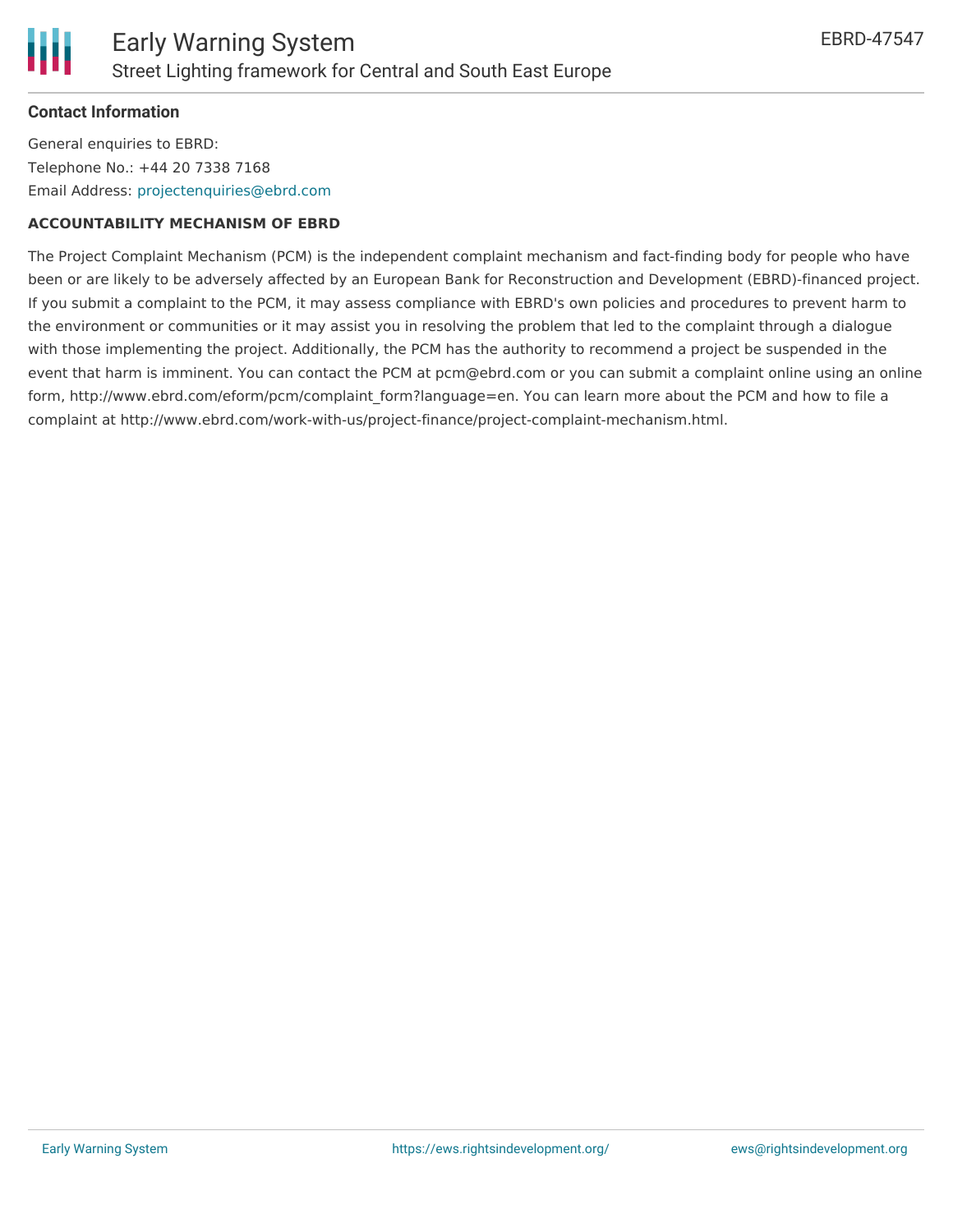### Contact Information

General enquiries to EBRD:
Telephone No.: +44 20 7338 7168
Email Address: projectenquiries@ebrd.com

**ACCOUNTABILITY MECHANISM OF EBRD**

The Project Complaint Mechanism (PCM) is the independent complaint mechanism and fact-finding body for people who have been or are likely to be adversely affected by an European Bank for Reconstruction and Development (EBRD)-financed project. If you submit a complaint to the PCM, it may assess compliance with EBRD's own policies and procedures to prevent harm to the environment or communities or it may assist you in resolving the problem that led to the complaint through a dialogue with those implementing the project. Additionally, the PCM has the authority to recommend a project be suspended in the event that harm is imminent. You can contact the PCM at pcm@ebrd.com or you can submit a complaint online using an online form, http://www.ebrd.com/eform/pcm/complaint_form?language=en. You can learn more about the PCM and how to file a complaint at http://www.ebrd.com/work-with-us/project-finance/project-complaint-mechanism.html.